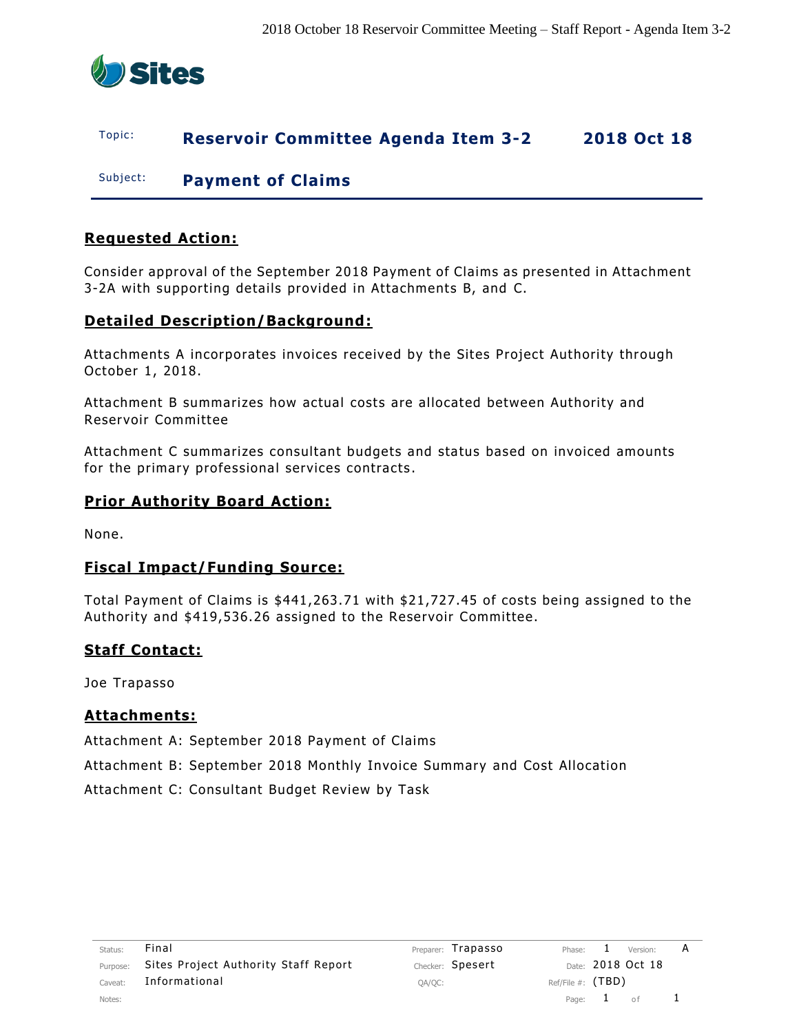Sites

| Topic: | **Reservoir Committee Agenda Item 3-2** | **2018 Oct 18** |
|---|---|---|
| Subject: | **Payment of Claims** | |

## Requested Action:

Consider approval of the September 2018 Payment of Claims as presented in Attachment 3-2A with supporting details provided in Attachments B, and C.

## Detailed Description/Background:

Attachments A incorporates invoices received by the Sites Project Authority through October 1, 2018.

Attachment B summarizes how actual costs are allocated between Authority and Reservoir Committee

Attachment C summarizes consultant budgets and status based on invoiced amounts for the primary professional services contracts.

## Prior Authority Board Action:

None.

## Fiscal Impact/Funding Source:

Total Payment of Claims is $441,263.71 with $21,727.45 of costs being assigned to the Authority and $419,536.26 assigned to the Reservoir Committee.

## Staff Contact:

Joe Trapasso

## Attachments:

Attachment A: September 2018 Payment of Claims

Attachment B: September 2018 Monthly Invoice Summary and Cost Allocation

Attachment C: Consultant Budget Review by Task

| Status: | Final | Preparer: | Trapasso | Phase: | 1 | Version: | A |
|---|---|---|---|---|---|---|---|
| Purpose: | Sites Project Authority Staff Report | Checker: | Spesert | Date: | 2018 Oct 18 | | |
| Caveat: | Informational | QA/QC: | | Ref/File #: | (TBD) | | |
| Notes: | | | | Page: | 1 | of | 1 |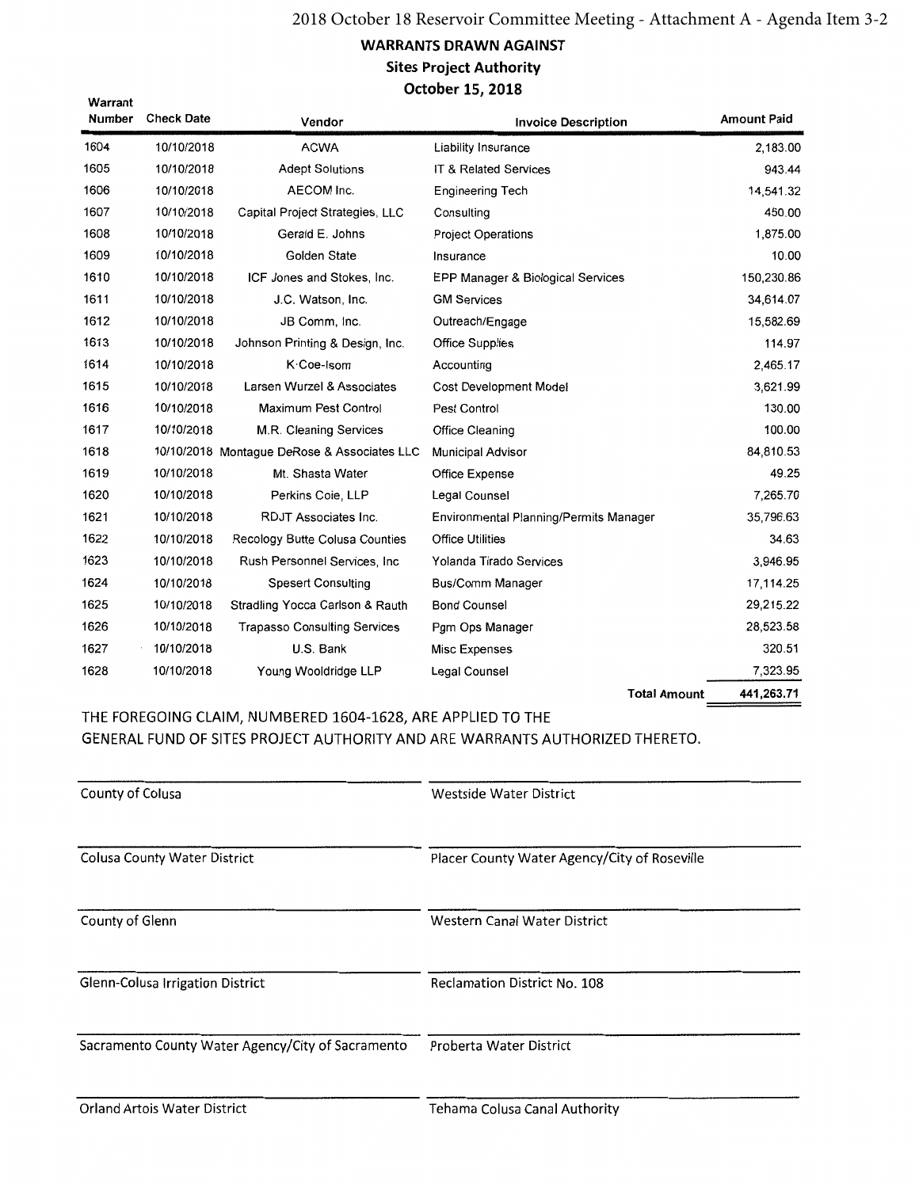2018 October 18 Reservoir Committee Meeting - Attachment A - Agenda Item 3-2

## WARRANTS DRAWN AGAINST
## Sites Project Authority
## October 15, 2018

| Warrant Number | Check Date | Vendor | Invoice Description | Amount Paid |
|---|---|---|---|---|
| 1604 | 10/10/2018 | ACWA | Liability Insurance | 2,183.00 |
| 1605 | 10/10/2018 | Adept Solutions | IT & Related Services | 943.44 |
| 1606 | 10/10/2018 | AECOM Inc. | Engineering Tech | 14,541.32 |
| 1607 | 10/10/2018 | Capital Project Strategies, LLC | Consulting | 450.00 |
| 1608 | 10/10/2018 | Gerald E. Johns | Project Operations | 1,875.00 |
| 1609 | 10/10/2018 | Golden State | Insurance | 10.00 |
| 1610 | 10/10/2018 | ICF Jones and Stokes, Inc. | EPP Manager & Biological Services | 150,230.86 |
| 1611 | 10/10/2018 | J.C. Watson, Inc. | GM Services | 34,614.07 |
| 1612 | 10/10/2018 | JB Comm, Inc. | Outreach/Engage | 15,582.69 |
| 1613 | 10/10/2018 | Johnson Printing & Design, Inc. | Office Supplies | 114.97 |
| 1614 | 10/10/2018 | K·Coe-Isom | Accounting | 2,465.17 |
| 1615 | 10/10/2018 | Larsen Wurzel & Associates | Cost Development Model | 3,621.99 |
| 1616 | 10/10/2018 | Maximum Pest Control | Pest Control | 130.00 |
| 1617 | 10/10/2018 | M.R. Cleaning Services | Office Cleaning | 100.00 |
| 1618 | 10/10/2018 | Montague DeRose & Associates LLC | Municipal Advisor | 84,810.53 |
| 1619 | 10/10/2018 | Mt. Shasta Water | Office Expense | 49.25 |
| 1620 | 10/10/2018 | Perkins Coie, LLP | Legal Counsel | 7,265.70 |
| 1621 | 10/10/2018 | RDJT Associates Inc. | Environmental Planning/Permits Manager | 35,796.63 |
| 1622 | 10/10/2018 | Recology Butte Colusa Counties | Office Utilities | 34.63 |
| 1623 | 10/10/2018 | Rush Personnel Services, Inc | Yolanda Tirado Services | 3,946.95 |
| 1624 | 10/10/2018 | Spesert Consulting | Bus/Comm Manager | 17,114.25 |
| 1625 | 10/10/2018 | Stradling Yocca Carlson & Rauth | Bond Counsel | 29,215.22 |
| 1626 | 10/10/2018 | Trapasso Consulting Services | Pgm Ops Manager | 28,523.58 |
| 1627 | 10/10/2018 | U.S. Bank | Misc Expenses | 320.51 |
| 1628 | 10/10/2018 | Young Wooldridge LLP | Legal Counsel | 7,323.95 |
| | | | **Total Amount** | **441,263.71** |

THE FOREGOING CLAIM, NUMBERED 1604-1628, ARE APPLIED TO THE GENERAL FUND OF SITES PROJECT AUTHORITY AND ARE WARRANTS AUTHORIZED THERETO.

| | |
|---|---|
| County of Colusa | Westside Water District |
| Colusa County Water District | Placer County Water Agency/City of Roseville |
| County of Glenn | Western Canal Water District |
| Glenn-Colusa Irrigation District | Reclamation District No. 108 |
| Sacramento County Water Agency/City of Sacramento | Proberta Water District |
| Orland Artois Water District | Tehama Colusa Canal Authority |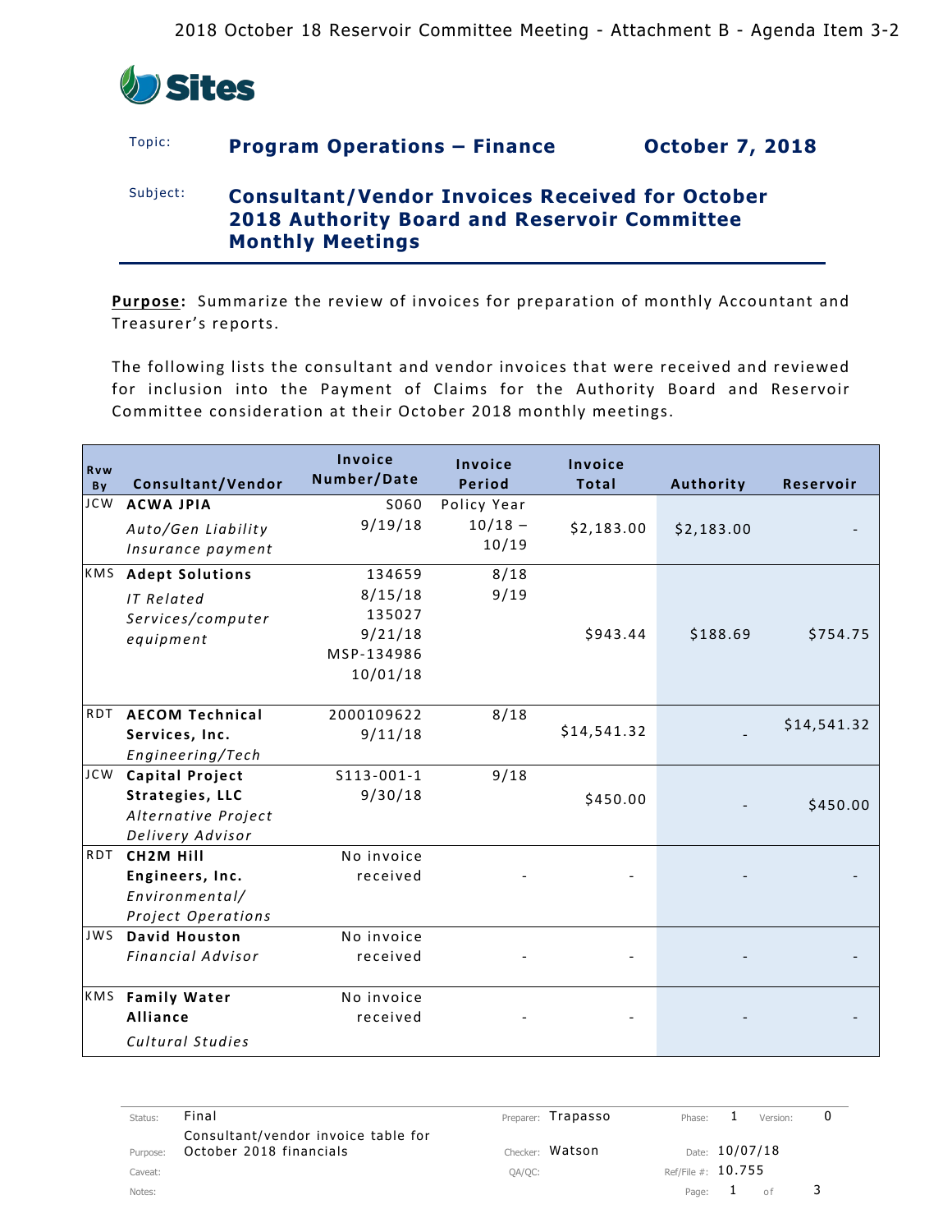2018 October 18 Reservoir Committee Meeting - Attachment B - Agenda Item 3-2

**Sites**

Topic: **Program Operations – Finance** **October 7, 2018**

Subject: **Consultant/Vendor Invoices Received for October 2018 Authority Board and Reservoir Committee Monthly Meetings**

**Purpose:** Summarize the review of invoices for preparation of monthly Accountant and Treasurer's reports.

The following lists the consultant and vendor invoices that were received and reviewed for inclusion into the Payment of Claims for the Authority Board and Reservoir Committee consideration at their October 2018 monthly meetings.

| Rvw By | Consultant/Vendor | Invoice Number/Date | Invoice Period | Invoice Total | Authority | Reservoir |
|---|---|---|---|---|---|---|
| JCW | **ACWA JPIA** *Auto/Gen Liability Insurance payment* | S060 9/19/18 | Policy Year 10/18 – 10/19 | $2,183.00 | $2,183.00 | - |
| KMS | **Adept Solutions** *IT Related Services/computer equipment* | 134659 8/15/18 135027 9/21/18 MSP-134986 10/01/18 | 8/18 9/19 | $943.44 | $188.69 | $754.75 |
| RDT | **AECOM Technical Services, Inc.** *Engineering/Tech* | 2000109622 9/11/18 | 8/18 | $14,541.32 | - | $14,541.32 |
| JCW | **Capital Project Strategies, LLC** *Alternative Project Delivery Advisor* | S113-001-1 9/30/18 | 9/18 | $450.00 | - | $450.00 |
| RDT | **CH2M Hill Engineers, Inc.** *Environmental/ Project Operations* | No invoice received | - | - | - | - |
| JWS | **David Houston** *Financial Advisor* | No invoice received | - | - | - | - |
| KMS | **Family Water Alliance** *Cultural Studies* | No invoice received | - | - | - | - |

| | | | | | | | |
|---|---|---|---|---|---|---|---|
| Status: | Final | Preparer: | Trapasso | Phase: | 1 | Version: | 0 |
| Purpose: | Consultant/vendor invoice table for October 2018 financials | Checker: | Watson | Date: | 10/07/18 | | |
| Caveat: | | QA/QC: | | Ref/File #: | 10.755 | | |
| Notes: | | | | Page: | 1 | of | 3 |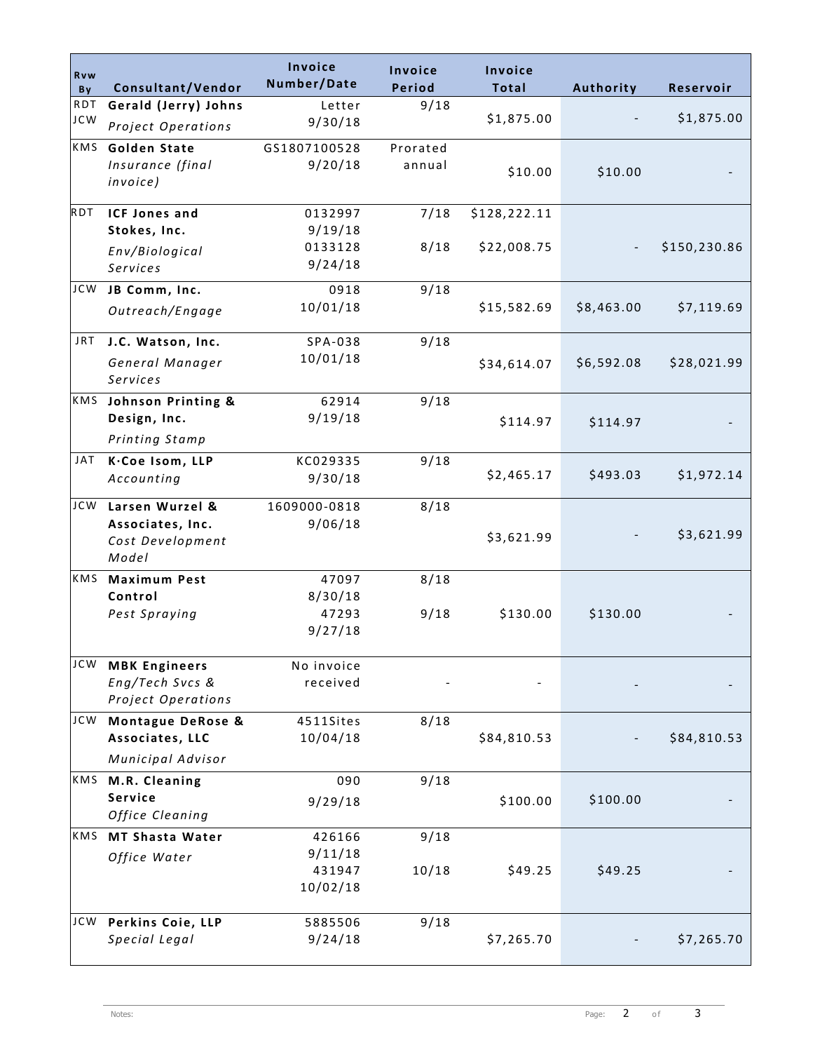| Rvw By | Consultant/Vendor | Invoice Number/Date | Invoice Period | Invoice Total | Authority | Reservoir |
|---|---|---|---|---|---|---|
| RDT JCW | **Gerald (Jerry) Johns** *Project Operations* | Letter 9/30/18 | 9/18 | $1,875.00 | - | $1,875.00 |
| KMS | **Golden State** *Insurance (final invoice)* | GS1807100528 9/20/18 | Prorated annual | $10.00 | $10.00 | - |
| RDT | **ICF Jones and Stokes, Inc.** *Env/Biological Services* | 0132997 9/19/18 0133128 9/24/18 | 7/18 8/18 | $128,222.11 $22,008.75 | - | $150,230.86 |
| JCW | **JB Comm, Inc.** *Outreach/Engage* | 0918 10/01/18 | 9/18 | $15,582.69 | $8,463.00 | $7,119.69 |
| JRT | **J.C. Watson, Inc.** *General Manager Services* | SPA-038 10/01/18 | 9/18 | $34,614.07 | $6,592.08 | $28,021.99 |
| KMS | **Johnson Printing & Design, Inc.** *Printing Stamp* | 62914 9/19/18 | 9/18 | $114.97 | $114.97 | - |
| JAT | **K·Coe Isom, LLP** *Accounting* | KC029335 9/30/18 | 9/18 | $2,465.17 | $493.03 | $1,972.14 |
| JCW | **Larsen Wurzel & Associates, Inc.** *Cost Development Model* | 1609000-0818 9/06/18 | 8/18 | $3,621.99 | - | $3,621.99 |
| KMS | **Maximum Pest Control** *Pest Spraying* | 47097 8/30/18 47293 9/27/18 | 8/18 9/18 | $130.00 | $130.00 | - |
| JCW | **MBK Engineers** *Eng/Tech Svcs & Project Operations* | No invoice received | - | - | - | - |
| JCW | **Montague DeRose & Associates, LLC** *Municipal Advisor* | 4511Sites 10/04/18 | 8/18 | $84,810.53 | - | $84,810.53 |
| KMS | **M.R. Cleaning Service** *Office Cleaning* | 090 9/29/18 | 9/18 | $100.00 | $100.00 | - |
| KMS | **MT Shasta Water** *Office Water* | 426166 9/11/18 431947 10/02/18 | 9/18 10/18 | $49.25 | $49.25 | - |
| JCW | **Perkins Coie, LLP** *Special Legal* | 5885506 9/24/18 | 9/18 | $7,265.70 | - | $7,265.70 |

Notes: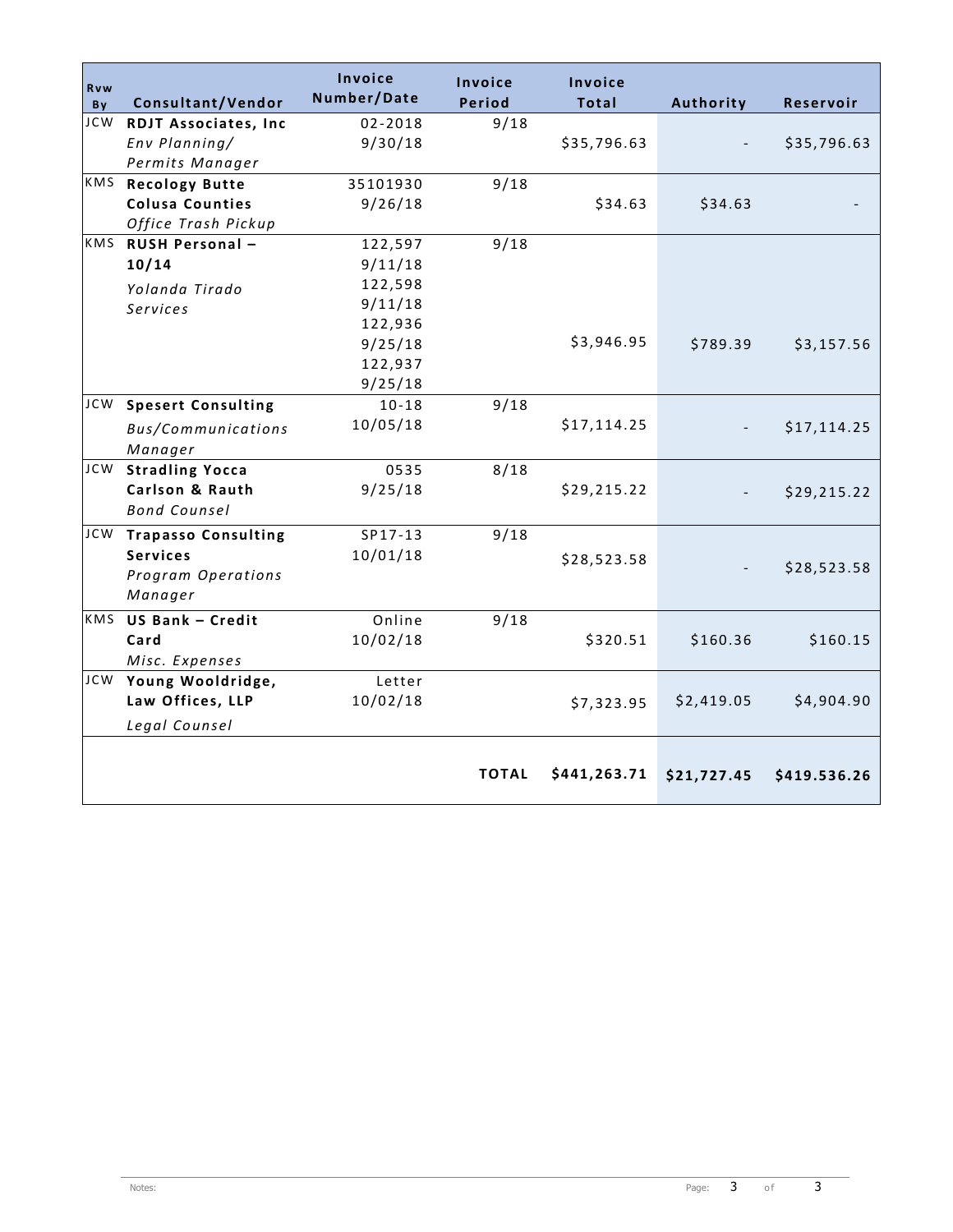| Rvw By | Consultant/Vendor | Invoice Number/Date | Invoice Period | Invoice Total | Authority | Reservoir |
|---|---|---|---|---|---|---|
| JCW | **RDJT Associates, Inc** *Env Planning/ Permits Manager* | 02-2018 9/30/18 | 9/18 | $35,796.63 | - | $35,796.63 |
| KMS | **Recology Butte Colusa Counties** *Office Trash Pickup* | 35101930 9/26/18 | 9/18 | $34.63 | $34.63 | - |
| KMS | **RUSH Personal – 10/14** *Yolanda Tirado Services* | 122,597 9/11/18 122,598 9/11/18 122,936 9/25/18 122,937 9/25/18 | 9/18 | $3,946.95 | $789.39 | $3,157.56 |
| JCW | **Spesert Consulting** *Bus/Communications Manager* | 10-18 10/05/18 | 9/18 | $17,114.25 | - | $17,114.25 |
| JCW | **Stradling Yocca Carlson & Rauth** *Bond Counsel* | 0535 9/25/18 | 8/18 | $29,215.22 | - | $29,215.22 |
| JCW | **Trapasso Consulting Services** *Program Operations Manager* | SP17-13 10/01/18 | 9/18 | $28,523.58 | - | $28,523.58 |
| KMS | **US Bank – Credit Card** *Misc. Expenses* | Online 10/02/18 | 9/18 | $320.51 | $160.36 | $160.15 |
| JCW | **Young Wooldridge, Law Offices, LLP** *Legal Counsel* | Letter 10/02/18 | | $7,323.95 | $2,419.05 | $4,904.90 |
| | | | **TOTAL** | **$441,263.71** | **$21,727.45** | **$419.536.26** |

Notes: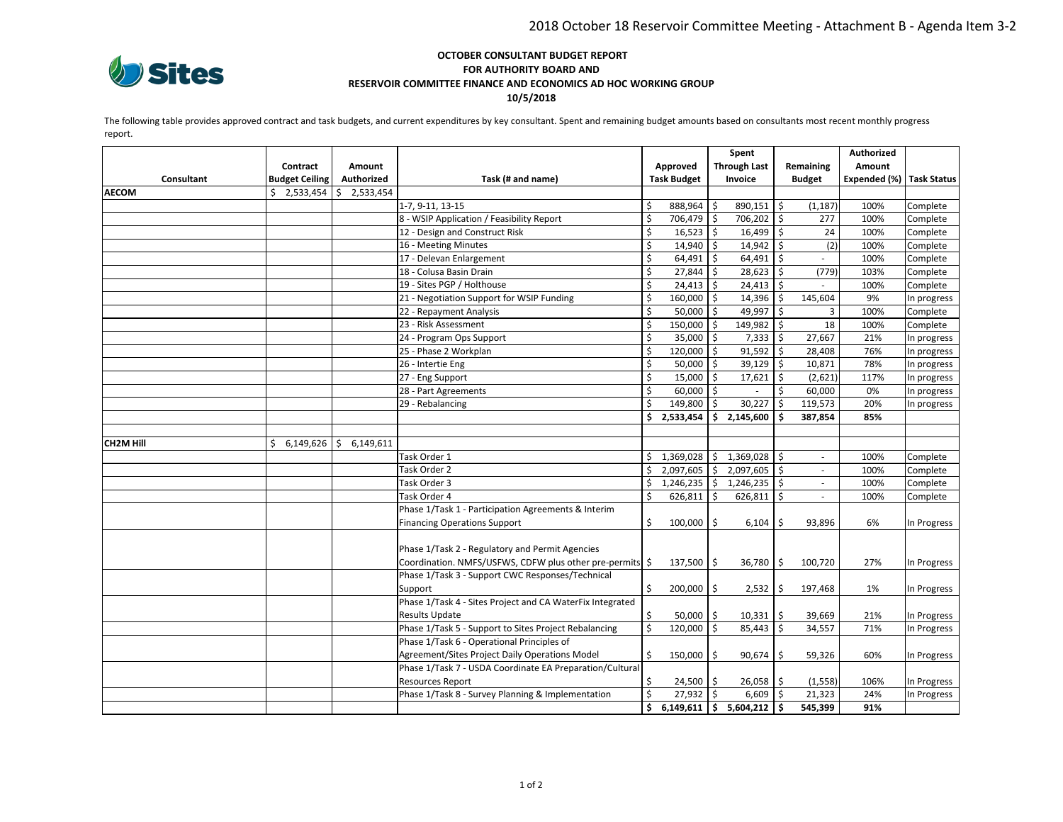2018 October 18 Reservoir Committee Meeting - Attachment B - Agenda Item 3-2

**OCTOBER CONSULTANT BUDGET REPORT**
**FOR AUTHORITY BOARD AND**
**RESERVOIR COMMITTEE FINANCE AND ECONOMICS AD HOC WORKING GROUP**
**10/5/2018**

The following table provides approved contract and task budgets, and current expenditures by key consultant. Spent and remaining budget amounts based on consultants most recent monthly progress report.

| Consultant | Contract Budget Ceiling | Amount Authorized | Task (# and name) | Approved Task Budget | Spent Through Last Invoice | Remaining Budget | Authorized Amount Expended (%) | Task Status |
|---|---|---|---|---|---|---|---|---|
| **AECOM** | $ 2,533,454 | $ 2,533,454 | | | | | | |
| | | | 1-7, 9-11, 13-15 | $ 888,964 | $ 890,151 | $ (1,187) | 100% | Complete |
| | | | 8 - WSIP Application / Feasibility Report | $ 706,479 | $ 706,202 | $ 277 | 100% | Complete |
| | | | 12 - Design and Construct Risk | $ 16,523 | $ 16,499 | $ 24 | 100% | Complete |
| | | | 16 - Meeting Minutes | $ 14,940 | $ 14,942 | $ (2) | 100% | Complete |
| | | | 17 - Delevan Enlargement | $ 64,491 | $ 64,491 | $ - | 100% | Complete |
| | | | 18 - Colusa Basin Drain | $ 27,844 | $ 28,623 | $ (779) | 103% | Complete |
| | | | 19 - Sites PGP / Holthouse | $ 24,413 | $ 24,413 | $ - | 100% | Complete |
| | | | 21 - Negotiation Support for WSIP Funding | $ 160,000 | $ 14,396 | $ 145,604 | 9% | In progress |
| | | | 22 - Repayment Analysis | $ 50,000 | $ 49,997 | $ 3 | 100% | Complete |
| | | | 23 - Risk Assessment | $ 150,000 | $ 149,982 | $ 18 | 100% | Complete |
| | | | 24 - Program Ops Support | $ 35,000 | $ 7,333 | $ 27,667 | 21% | In progress |
| | | | 25 - Phase 2 Workplan | $ 120,000 | $ 91,592 | $ 28,408 | 76% | In progress |
| | | | 26 - Intertie Eng | $ 50,000 | $ 39,129 | $ 10,871 | 78% | In progress |
| | | | 27 - Eng Support | $ 15,000 | $ 17,621 | $ (2,621) | 117% | In progress |
| | | | 28 - Part Agreements | $ 60,000 | $ - | $ 60,000 | 0% | In progress |
| | | | 29 - Rebalancing | $ 149,800 | $ 30,227 | $ 119,573 | 20% | In progress |
| | | | | **$ 2,533,454** | **$ 2,145,600** | **$ 387,854** | **85%** | |
| | | | | | | | | |
| **CH2M Hill** | $ 6,149,626 | $ 6,149,611 | | | | | | |
| | | | Task Order 1 | $ 1,369,028 | $ 1,369,028 | $ - | 100% | Complete |
| | | | Task Order 2 | $ 2,097,605 | $ 2,097,605 | $ - | 100% | Complete |
| | | | Task Order 3 | $ 1,246,235 | $ 1,246,235 | $ - | 100% | Complete |
| | | | Task Order 4 | $ 626,811 | $ 626,811 | $ - | 100% | Complete |
| | | | Phase 1/Task 1 - Participation Agreements & Interim Financing Operations Support | $ 100,000 | $ 6,104 | $ 93,896 | 6% | In Progress |
| | | | Phase 1/Task 2 - Regulatory and Permit Agencies Coordination. NMFS/USFWS, CDFW plus other pre-permits | $ 137,500 | $ 36,780 | $ 100,720 | 27% | In Progress |
| | | | Phase 1/Task 3 - Support CWC Responses/Technical Support | $ 200,000 | $ 2,532 | $ 197,468 | 1% | In Progress |
| | | | Phase 1/Task 4 - Sites Project and CA WaterFix Integrated Results Update | $ 50,000 | $ 10,331 | $ 39,669 | 21% | In Progress |
| | | | Phase 1/Task 5 - Support to Sites Project Rebalancing | $ 120,000 | $ 85,443 | $ 34,557 | 71% | In Progress |
| | | | Phase 1/Task 6 - Operational Principles of Agreement/Sites Project Daily Operations Model | $ 150,000 | $ 90,674 | $ 59,326 | 60% | In Progress |
| | | | Phase 1/Task 7 - USDA Coordinate EA Preparation/Cultural Resources Report | $ 24,500 | $ 26,058 | $ (1,558) | 106% | In Progress |
| | | | Phase 1/Task 8 - Survey Planning & Implementation | $ 27,932 | $ 6,609 | $ 21,323 | 24% | In Progress |
| | | | | **$ 6,149,611** | **$ 5,604,212** | **$ 545,399** | **91%** | |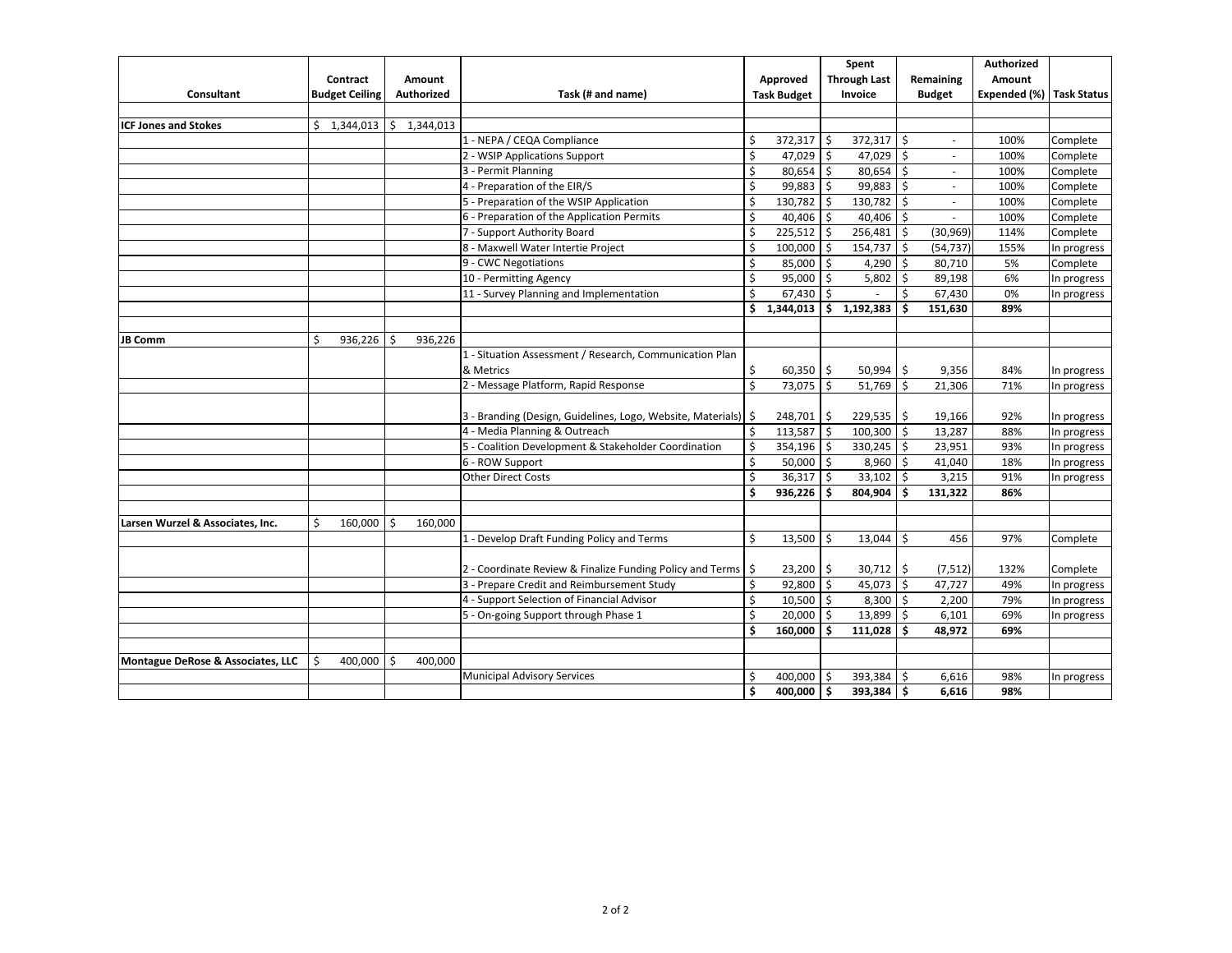| Consultant | Contract Budget Ceiling | Amount Authorized | Task (# and name) | Approved Task Budget | Spent Through Last Invoice | Remaining Budget | Authorized Amount Expended (%) | Task Status |
|---|---|---|---|---|---|---|---|---|
| **ICF Jones and Stokes** | $ 1,344,013 | $ 1,344,013 | | | | | | |
| | | | 1 - NEPA / CEQA Compliance | $ 372,317 | $ 372,317 | $ - | 100% | Complete |
| | | | 2 - WSIP Applications Support | $ 47,029 | $ 47,029 | $ - | 100% | Complete |
| | | | 3 - Permit Planning | $ 80,654 | $ 80,654 | $ - | 100% | Complete |
| | | | 4 - Preparation of the EIR/S | $ 99,883 | $ 99,883 | $ - | 100% | Complete |
| | | | 5 - Preparation of the WSIP Application | $ 130,782 | $ 130,782 | $ - | 100% | Complete |
| | | | 6 - Preparation of the Application Permits | $ 40,406 | $ 40,406 | $ - | 100% | Complete |
| | | | 7 - Support Authority Board | $ 225,512 | $ 256,481 | $ (30,969) | 114% | Complete |
| | | | 8 - Maxwell Water Intertie Project | $ 100,000 | $ 154,737 | $ (54,737) | 155% | In progress |
| | | | 9 - CWC Negotiations | $ 85,000 | $ 4,290 | $ 80,710 | 5% | Complete |
| | | | 10 - Permitting Agency | $ 95,000 | $ 5,802 | $ 89,198 | 6% | In progress |
| | | | 11 - Survey Planning and Implementation | $ 67,430 | $ - | $ 67,430 | 0% | In progress |
| | | | | **$ 1,344,013** | **$ 1,192,383** | **$ 151,630** | **89%** | |
| **JB Comm** | $ 936,226 | $ 936,226 | | | | | | |
| | | | 1 - Situation Assessment / Research, Communication Plan & Metrics | $ 60,350 | $ 50,994 | $ 9,356 | 84% | In progress |
| | | | 2 - Message Platform, Rapid Response | $ 73,075 | $ 51,769 | $ 21,306 | 71% | In progress |
| | | | 3 - Branding (Design, Guidelines, Logo, Website, Materials) | $ 248,701 | $ 229,535 | $ 19,166 | 92% | In progress |
| | | | 4 - Media Planning & Outreach | $ 113,587 | $ 100,300 | $ 13,287 | 88% | In progress |
| | | | 5 - Coalition Development & Stakeholder Coordination | $ 354,196 | $ 330,245 | $ 23,951 | 93% | In progress |
| | | | 6 - ROW Support | $ 50,000 | $ 8,960 | $ 41,040 | 18% | In progress |
| | | | Other Direct Costs | $ 36,317 | $ 33,102 | $ 3,215 | 91% | In progress |
| | | | | **$ 936,226** | **$ 804,904** | **$ 131,322** | **86%** | |
| **Larsen Wurzel & Associates, Inc.** | $ 160,000 | $ 160,000 | | | | | | |
| | | | 1 - Develop Draft Funding Policy and Terms | $ 13,500 | $ 13,044 | $ 456 | 97% | Complete |
| | | | 2 - Coordinate Review & Finalize Funding Policy and Terms | $ 23,200 | $ 30,712 | $ (7,512) | 132% | Complete |
| | | | 3 - Prepare Credit and Reimbursement Study | $ 92,800 | $ 45,073 | $ 47,727 | 49% | In progress |
| | | | 4 - Support Selection of Financial Advisor | $ 10,500 | $ 8,300 | $ 2,200 | 79% | In progress |
| | | | 5 - On-going Support through Phase 1 | $ 20,000 | $ 13,899 | $ 6,101 | 69% | In progress |
| | | | | **$ 160,000** | **$ 111,028** | **$ 48,972** | **69%** | |
| **Montague DeRose & Associates, LLC** | $ 400,000 | $ 400,000 | | | | | | |
| | | | Municipal Advisory Services | $ 400,000 | $ 393,384 | $ 6,616 | 98% | In progress |
| | | | | **$ 400,000** | **$ 393,384** | **$ 6,616** | **98%** | |